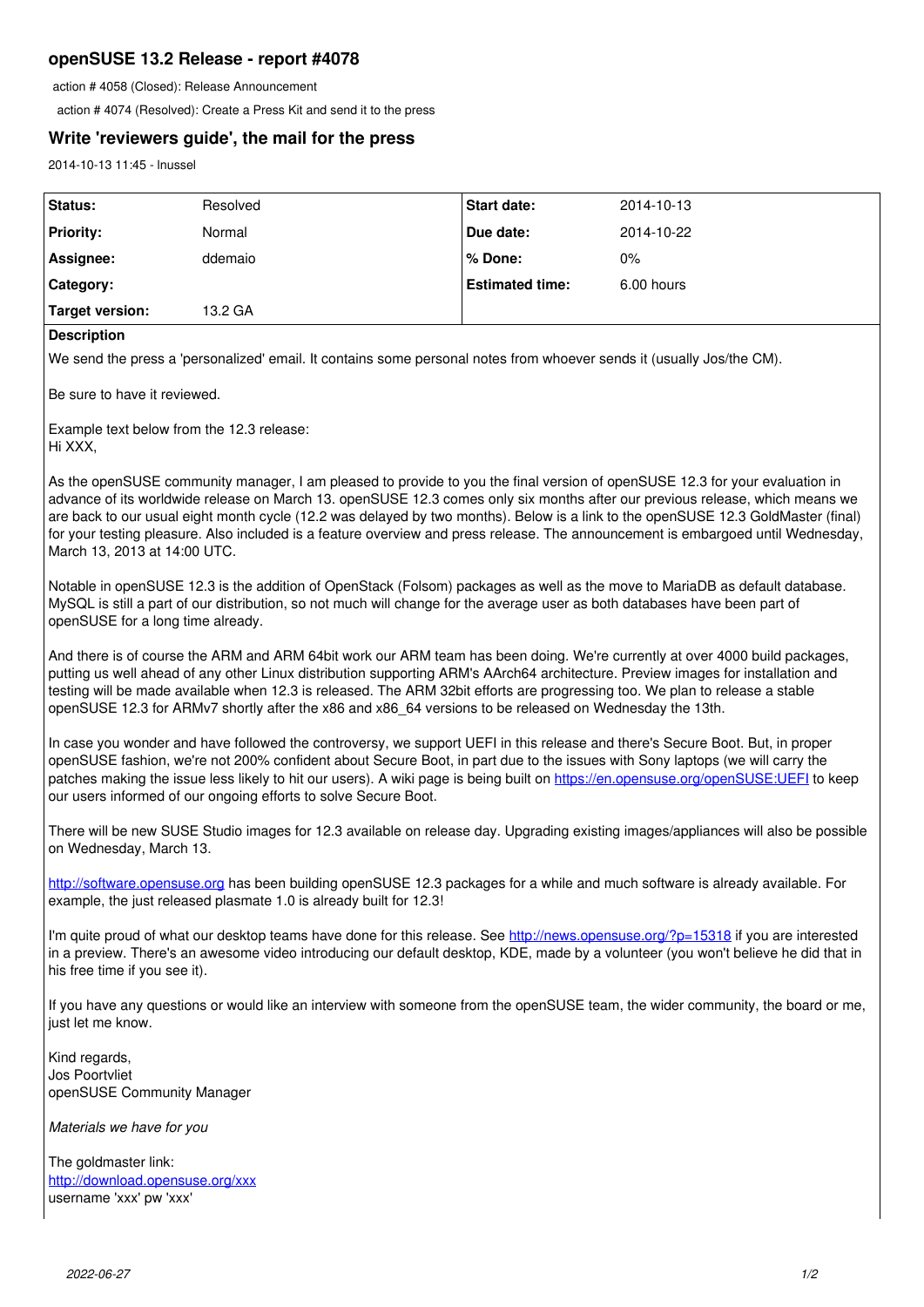## openSUSE 13.2 Release - report #4078

action # 4058 (Closed): Release Announcement

action # 4074 (Resolved): Create a Press Kit and send it to the press

## Write 'reviewers guide', the mail for the press

2014-10-13 11:45 - lnussel

| | | | |
|---|---|---|---|
| **Status:** | Resolved | **Start date:** | 2014-10-13 |
| **Priority:** | Normal | **Due date:** | 2014-10-22 |
| **Assignee:** | ddemaio | **% Done:** | 0% |
| **Category:** | | **Estimated time:** | 6.00 hours |
| **Target version:** | 13.2 GA | | |

**Description**

We send the press a 'personalized' email. It contains some personal notes from whoever sends it (usually Jos/the CM).

Be sure to have it reviewed.

Example text below from the 12.3 release:
Hi XXX,

As the openSUSE community manager, I am pleased to provide to you the final version of openSUSE 12.3 for your evaluation in advance of its worldwide release on March 13. openSUSE 12.3 comes only six months after our previous release, which means we are back to our usual eight month cycle (12.2 was delayed by two months). Below is a link to the openSUSE 12.3 GoldMaster (final) for your testing pleasure. Also included is a feature overview and press release. The announcement is embargoed until Wednesday, March 13, 2013 at 14:00 UTC.

Notable in openSUSE 12.3 is the addition of OpenStack (Folsom) packages as well as the move to MariaDB as default database. MySQL is still a part of our distribution, so not much will change for the average user as both databases have been part of openSUSE for a long time already.

And there is of course the ARM and ARM 64bit work our ARM team has been doing. We're currently at over 4000 build packages, putting us well ahead of any other Linux distribution supporting ARM's AArch64 architecture. Preview images for installation and testing will be made available when 12.3 is released. The ARM 32bit efforts are progressing too. We plan to release a stable openSUSE 12.3 for ARMv7 shortly after the x86 and x86_64 versions to be released on Wednesday the 13th.

In case you wonder and have followed the controversy, we support UEFI in this release and there's Secure Boot. But, in proper openSUSE fashion, we're not 200% confident about Secure Boot, in part due to the issues with Sony laptops (we will carry the patches making the issue less likely to hit our users). A wiki page is being built on https://en.opensuse.org/openSUSE:UEFI to keep our users informed of our ongoing efforts to solve Secure Boot.

There will be new SUSE Studio images for 12.3 available on release day. Upgrading existing images/appliances will also be possible on Wednesday, March 13.

http://software.opensuse.org has been building openSUSE 12.3 packages for a while and much software is already available. For example, the just released plasmate 1.0 is already built for 12.3!

I'm quite proud of what our desktop teams have done for this release. See http://news.opensuse.org/?p=15318 if you are interested in a preview. There's an awesome video introducing our default desktop, KDE, made by a volunteer (you won't believe he did that in his free time if you see it).

If you have any questions or would like an interview with someone from the openSUSE team, the wider community, the board or me, just let me know.

Kind regards,
Jos Poortvliet
openSUSE Community Manager

*Materials we have for you*

The goldmaster link:
http://download.opensuse.org/xxx
username 'xxx' pw 'xxx'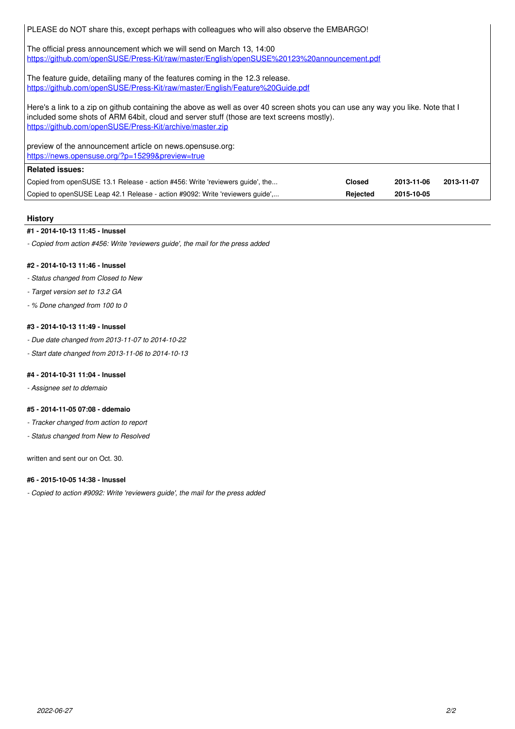PLEASE do NOT share this, except perhaps with colleagues who will also observe the EMBARGO!

The official press announcement which we will send on March 13, 14:00
https://github.com/openSUSE/Press-Kit/raw/master/English/openSUSE%2012.3%20announcement.pdf

The feature guide, detailing many of the features coming in the 12.3 release.
https://github.com/openSUSE/Press-Kit/raw/master/English/Feature%20Guide.pdf

Here's a link to a zip on github containing the above as well as over 40 screen shots you can use any way you like. Note that I included some shots of ARM 64bit, cloud and server stuff (those are text screens mostly).
https://github.com/openSUSE/Press-Kit/archive/master.zip

preview of the announcement article on news.opensuse.org:
https://news.opensuse.org/?p=15299&preview=true

**Related issues:**

| | | | |
|---|---|---|---|
| Copied from openSUSE 13.1 Release - action #456: Write 'reviewers guide', the... | **Closed** | **2013-11-06** | **2013-11-07** |
| Copied to openSUSE Leap 42.1 Release - action #9092: Write 'reviewers guide',... | **Rejected** | **2015-10-05** | |

## History

#### #1 - 2014-10-13 11:45 - lnussel

*- Copied from action #456: Write 'reviewers guide', the mail for the press added*

#### #2 - 2014-10-13 11:46 - lnussel

*- Status changed from Closed to New*

*- Target version set to 13.2 GA*

*- % Done changed from 100 to 0*

#### #3 - 2014-10-13 11:49 - lnussel

*- Due date changed from 2013-11-07 to 2014-10-22*

*- Start date changed from 2013-11-06 to 2014-10-13*

#### #4 - 2014-10-31 11:04 - lnussel

*- Assignee set to ddemaio*

#### #5 - 2014-11-05 07:08 - ddemaio

*- Tracker changed from action to report*

*- Status changed from New to Resolved*

written and sent our on Oct. 30.

#### #6 - 2015-10-05 14:38 - lnussel

*- Copied to action #9092: Write 'reviewers guide', the mail for the press added*